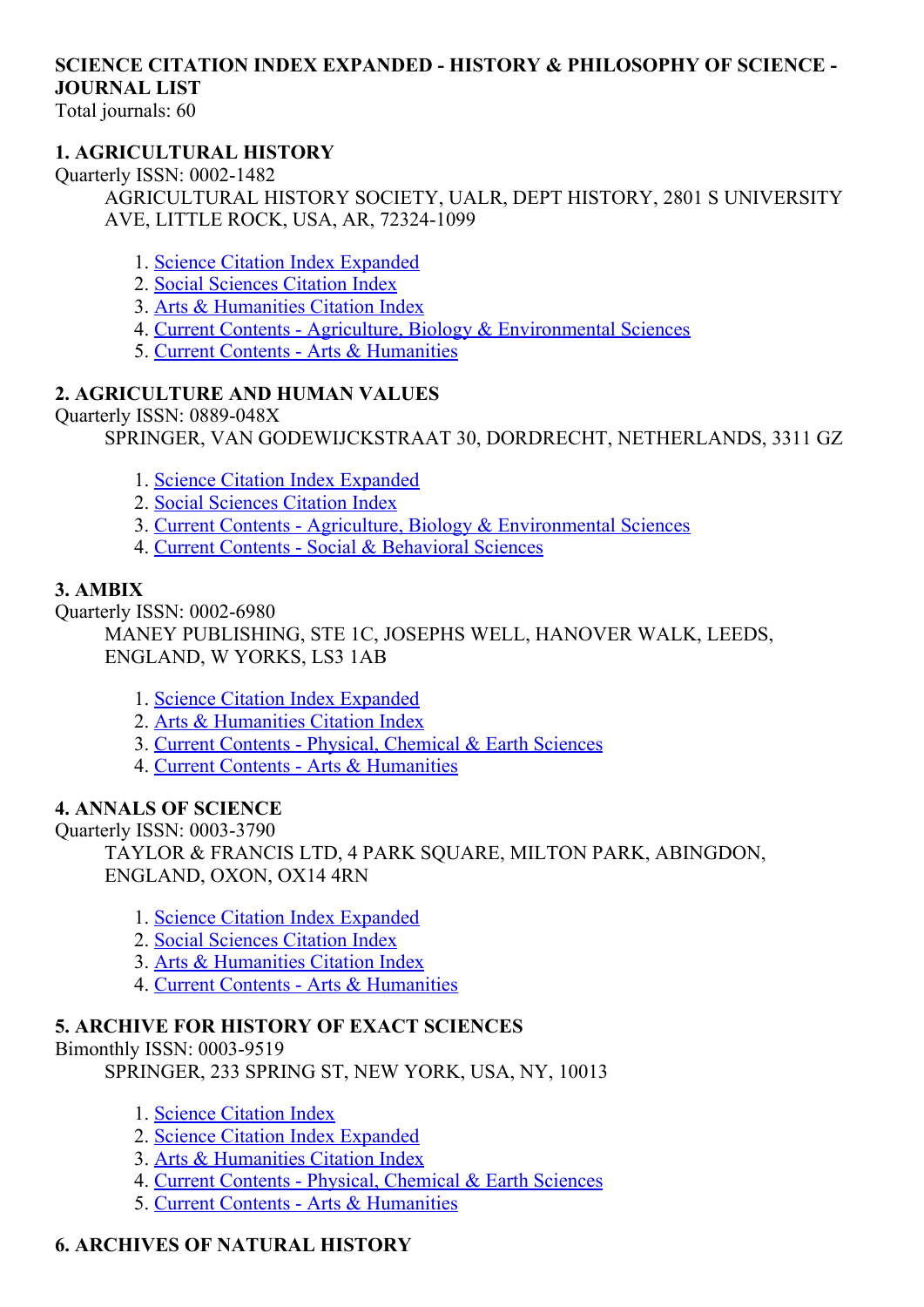# SCIENCE CITATION INDEX EXPANDED - HISTORY & PHILOSOPHY OF SCIENCE - JOURNAL LIST

Total journals: 60

### 1. AGRICULTURAL HISTORY

Quarterly ISSN: 0002-1482

AGRICULTURAL HISTORY SOCIETY, UALR, DEPT HISTORY, 2801 S UNIVERSITY AVE, LITTLE ROCK, USA, AR, 72324-1099

1. Science Citation Index Expanded
2. Social Sciences Citation Index
3. Arts & Humanities Citation Index
4. Current Contents - Agriculture, Biology & Environmental Sciences
5. Current Contents - Arts & Humanities

### 2. AGRICULTURE AND HUMAN VALUES

Quarterly ISSN: 0889-048X

SPRINGER, VAN GODEWIJCKSTRAAT 30, DORDRECHT, NETHERLANDS, 3311 GZ

1. Science Citation Index Expanded
2. Social Sciences Citation Index
3. Current Contents - Agriculture, Biology & Environmental Sciences
4. Current Contents - Social & Behavioral Sciences

### 3. AMBIX

Quarterly ISSN: 0002-6980

MANEY PUBLISHING, STE 1C, JOSEPHS WELL, HANOVER WALK, LEEDS, ENGLAND, W YORKS, LS3 1AB

1. Science Citation Index Expanded
2. Arts & Humanities Citation Index
3. Current Contents - Physical, Chemical & Earth Sciences
4. Current Contents - Arts & Humanities

### 4. ANNALS OF SCIENCE

Quarterly ISSN: 0003-3790

TAYLOR & FRANCIS LTD, 4 PARK SQUARE, MILTON PARK, ABINGDON, ENGLAND, OXON, OX14 4RN

1. Science Citation Index Expanded
2. Social Sciences Citation Index
3. Arts & Humanities Citation Index
4. Current Contents - Arts & Humanities

### 5. ARCHIVE FOR HISTORY OF EXACT SCIENCES

Bimonthly ISSN: 0003-9519

SPRINGER, 233 SPRING ST, NEW YORK, USA, NY, 10013

1. Science Citation Index
2. Science Citation Index Expanded
3. Arts & Humanities Citation Index
4. Current Contents - Physical, Chemical & Earth Sciences
5. Current Contents - Arts & Humanities

### 6. ARCHIVES OF NATURAL HISTORY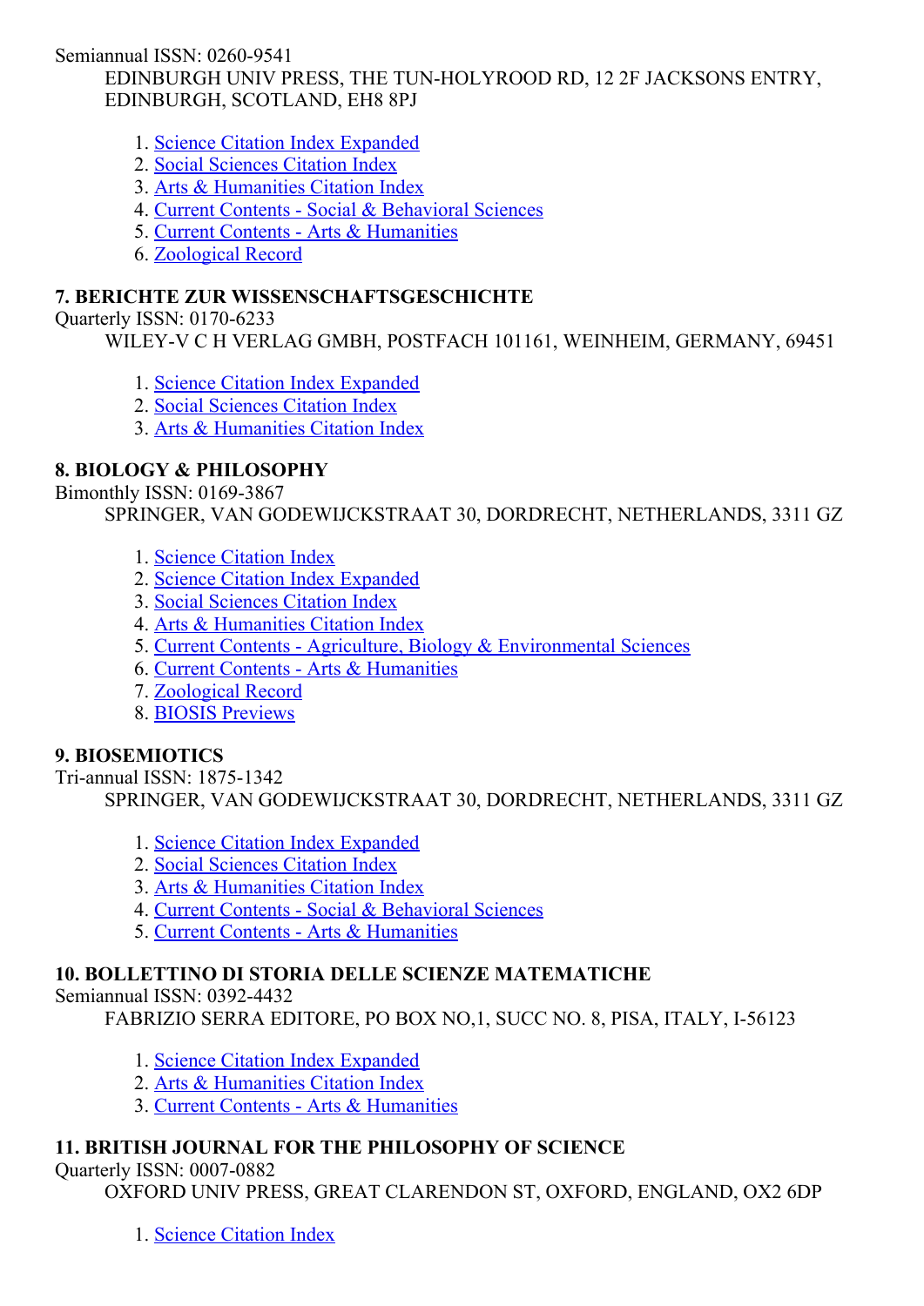Semiannual ISSN: 0260-9541
EDINBURGH UNIV PRESS, THE TUN-HOLYROOD RD, 12 2F JACKSONS ENTRY, EDINBURGH, SCOTLAND, EH8 8PJ

1. Science Citation Index Expanded
2. Social Sciences Citation Index
3. Arts & Humanities Citation Index
4. Current Contents - Social & Behavioral Sciences
5. Current Contents - Arts & Humanities
6. Zoological Record

**7. BERICHTE ZUR WISSENSCHAFTSGESCHICHTE**
Quarterly ISSN: 0170-6233
WILEY-V C H VERLAG GMBH, POSTFACH 101161, WEINHEIM, GERMANY, 69451

1. Science Citation Index Expanded
2. Social Sciences Citation Index
3. Arts & Humanities Citation Index

**8. BIOLOGY & PHILOSOPHY**
Bimonthly ISSN: 0169-3867
SPRINGER, VAN GODEWIJCKSTRAAT 30, DORDRECHT, NETHERLANDS, 3311 GZ

1. Science Citation Index
2. Science Citation Index Expanded
3. Social Sciences Citation Index
4. Arts & Humanities Citation Index
5. Current Contents - Agriculture, Biology & Environmental Sciences
6. Current Contents - Arts & Humanities
7. Zoological Record
8. BIOSIS Previews

**9. BIOSEMIOTICS**
Tri-annual ISSN: 1875-1342
SPRINGER, VAN GODEWIJCKSTRAAT 30, DORDRECHT, NETHERLANDS, 3311 GZ

1. Science Citation Index Expanded
2. Social Sciences Citation Index
3. Arts & Humanities Citation Index
4. Current Contents - Social & Behavioral Sciences
5. Current Contents - Arts & Humanities

**10. BOLLETTINO DI STORIA DELLE SCIENZE MATEMATICHE**
Semiannual ISSN: 0392-4432
FABRIZIO SERRA EDITORE, PO BOX NO,1, SUCC NO. 8, PISA, ITALY, I-56123

1. Science Citation Index Expanded
2. Arts & Humanities Citation Index
3. Current Contents - Arts & Humanities

**11. BRITISH JOURNAL FOR THE PHILOSOPHY OF SCIENCE**
Quarterly ISSN: 0007-0882
OXFORD UNIV PRESS, GREAT CLARENDON ST, OXFORD, ENGLAND, OX2 6DP

1. Science Citation Index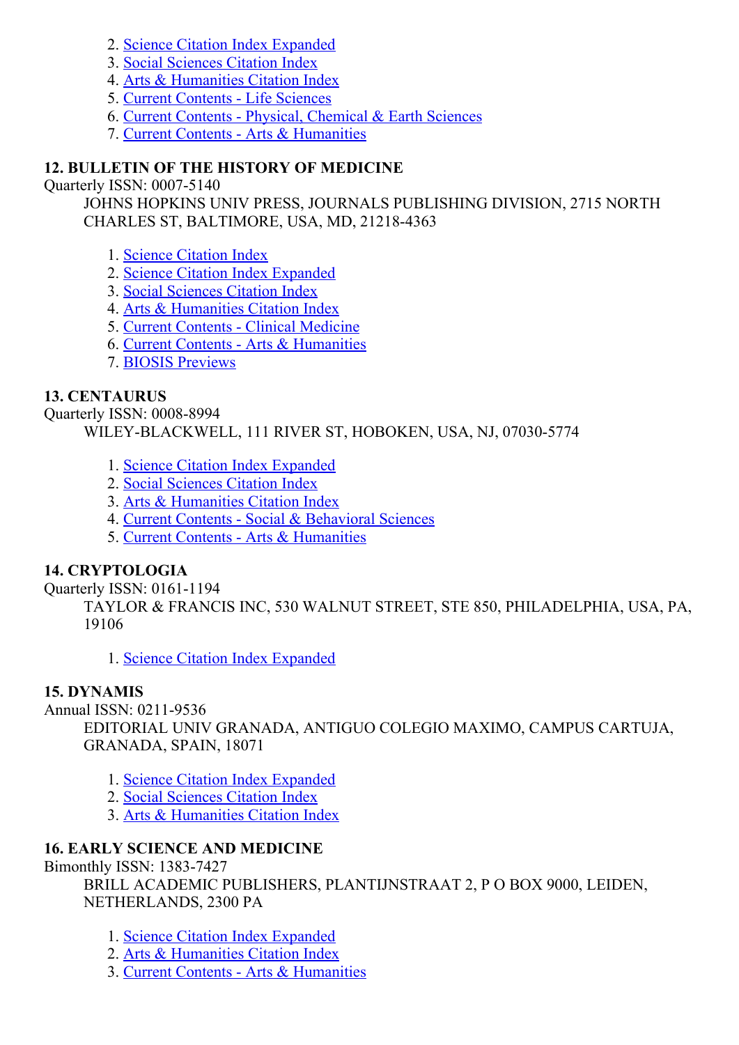2. Science Citation Index Expanded
3. Social Sciences Citation Index
4. Arts & Humanities Citation Index
5. Current Contents - Life Sciences
6. Current Contents - Physical, Chemical & Earth Sciences
7. Current Contents - Arts & Humanities

**12. BULLETIN OF THE HISTORY OF MEDICINE**

Quarterly ISSN: 0007-5140

JOHNS HOPKINS UNIV PRESS, JOURNALS PUBLISHING DIVISION, 2715 NORTH CHARLES ST, BALTIMORE, USA, MD, 21218-4363

1. Science Citation Index
2. Science Citation Index Expanded
3. Social Sciences Citation Index
4. Arts & Humanities Citation Index
5. Current Contents - Clinical Medicine
6. Current Contents - Arts & Humanities
7. BIOSIS Previews

**13. CENTAURUS**

Quarterly ISSN: 0008-8994

WILEY-BLACKWELL, 111 RIVER ST, HOBOKEN, USA, NJ, 07030-5774

1. Science Citation Index Expanded
2. Social Sciences Citation Index
3. Arts & Humanities Citation Index
4. Current Contents - Social & Behavioral Sciences
5. Current Contents - Arts & Humanities

**14. CRYPTOLOGIA**

Quarterly ISSN: 0161-1194

TAYLOR & FRANCIS INC, 530 WALNUT STREET, STE 850, PHILADELPHIA, USA, PA, 19106

1. Science Citation Index Expanded

**15. DYNAMIS**

Annual ISSN: 0211-9536

EDITORIAL UNIV GRANADA, ANTIGUO COLEGIO MAXIMO, CAMPUS CARTUJA, GRANADA, SPAIN, 18071

1. Science Citation Index Expanded
2. Social Sciences Citation Index
3. Arts & Humanities Citation Index

**16. EARLY SCIENCE AND MEDICINE**

Bimonthly ISSN: 1383-7427

BRILL ACADEMIC PUBLISHERS, PLANTIJNSTRAAT 2, P O BOX 9000, LEIDEN, NETHERLANDS, 2300 PA

1. Science Citation Index Expanded
2. Arts & Humanities Citation Index
3. Current Contents - Arts & Humanities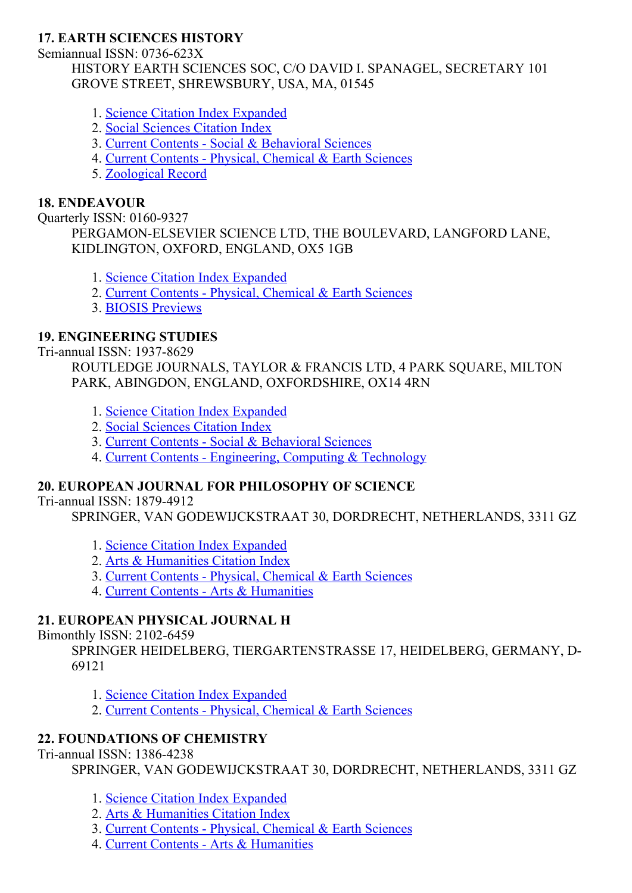**17. EARTH SCIENCES HISTORY**

Semiannual ISSN: 0736-623X

HISTORY EARTH SCIENCES SOC, C/O DAVID I. SPANAGEL, SECRETARY 101 GROVE STREET, SHREWSBURY, USA, MA, 01545

1. Science Citation Index Expanded
2. Social Sciences Citation Index
3. Current Contents - Social & Behavioral Sciences
4. Current Contents - Physical, Chemical & Earth Sciences
5. Zoological Record

**18. ENDEAVOUR**

Quarterly ISSN: 0160-9327

PERGAMON-ELSEVIER SCIENCE LTD, THE BOULEVARD, LANGFORD LANE, KIDLINGTON, OXFORD, ENGLAND, OX5 1GB

1. Science Citation Index Expanded
2. Current Contents - Physical, Chemical & Earth Sciences
3. BIOSIS Previews

**19. ENGINEERING STUDIES**

Tri-annual ISSN: 1937-8629

ROUTLEDGE JOURNALS, TAYLOR & FRANCIS LTD, 4 PARK SQUARE, MILTON PARK, ABINGDON, ENGLAND, OXFORDSHIRE, OX14 4RN

1. Science Citation Index Expanded
2. Social Sciences Citation Index
3. Current Contents - Social & Behavioral Sciences
4. Current Contents - Engineering, Computing & Technology

**20. EUROPEAN JOURNAL FOR PHILOSOPHY OF SCIENCE**

Tri-annual ISSN: 1879-4912

SPRINGER, VAN GODEWIJCKSTRAAT 30, DORDRECHT, NETHERLANDS, 3311 GZ

1. Science Citation Index Expanded
2. Arts & Humanities Citation Index
3. Current Contents - Physical, Chemical & Earth Sciences
4. Current Contents - Arts & Humanities

**21. EUROPEAN PHYSICAL JOURNAL H**

Bimonthly ISSN: 2102-6459

SPRINGER HEIDELBERG, TIERGARTENSTRASSE 17, HEIDELBERG, GERMANY, D-69121

1. Science Citation Index Expanded
2. Current Contents - Physical, Chemical & Earth Sciences

**22. FOUNDATIONS OF CHEMISTRY**

Tri-annual ISSN: 1386-4238

SPRINGER, VAN GODEWIJCKSTRAAT 30, DORDRECHT, NETHERLANDS, 3311 GZ

1. Science Citation Index Expanded
2. Arts & Humanities Citation Index
3. Current Contents - Physical, Chemical & Earth Sciences
4. Current Contents - Arts & Humanities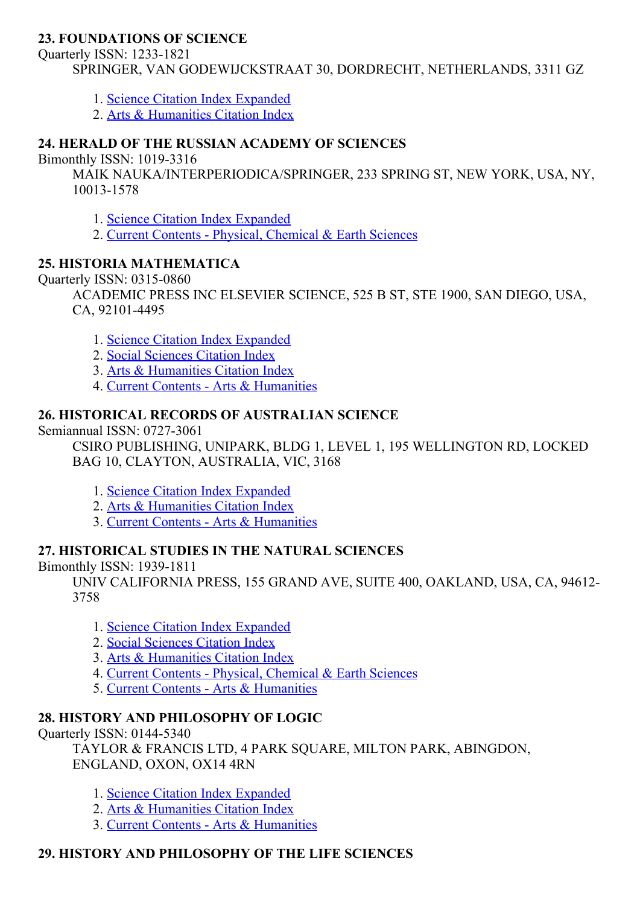**23. FOUNDATIONS OF SCIENCE**

Quarterly ISSN: 1233-1821

SPRINGER, VAN GODEWIJCKSTRAAT 30, DORDRECHT, NETHERLANDS, 3311 GZ

1. Science Citation Index Expanded
2. Arts & Humanities Citation Index

**24. HERALD OF THE RUSSIAN ACADEMY OF SCIENCES**

Bimonthly ISSN: 1019-3316

MAIK NAUKA/INTERPERIODICA/SPRINGER, 233 SPRING ST, NEW YORK, USA, NY, 10013-1578

1. Science Citation Index Expanded
2. Current Contents - Physical, Chemical & Earth Sciences

**25. HISTORIA MATHEMATICA**

Quarterly ISSN: 0315-0860

ACADEMIC PRESS INC ELSEVIER SCIENCE, 525 B ST, STE 1900, SAN DIEGO, USA, CA, 92101-4495

1. Science Citation Index Expanded
2. Social Sciences Citation Index
3. Arts & Humanities Citation Index
4. Current Contents - Arts & Humanities

**26. HISTORICAL RECORDS OF AUSTRALIAN SCIENCE**

Semiannual ISSN: 0727-3061

CSIRO PUBLISHING, UNIPARK, BLDG 1, LEVEL 1, 195 WELLINGTON RD, LOCKED BAG 10, CLAYTON, AUSTRALIA, VIC, 3168

1. Science Citation Index Expanded
2. Arts & Humanities Citation Index
3. Current Contents - Arts & Humanities

**27. HISTORICAL STUDIES IN THE NATURAL SCIENCES**

Bimonthly ISSN: 1939-1811

UNIV CALIFORNIA PRESS, 155 GRAND AVE, SUITE 400, OAKLAND, USA, CA, 94612-3758

1. Science Citation Index Expanded
2. Social Sciences Citation Index
3. Arts & Humanities Citation Index
4. Current Contents - Physical, Chemical & Earth Sciences
5. Current Contents - Arts & Humanities

**28. HISTORY AND PHILOSOPHY OF LOGIC**

Quarterly ISSN: 0144-5340

TAYLOR & FRANCIS LTD, 4 PARK SQUARE, MILTON PARK, ABINGDON, ENGLAND, OXON, OX14 4RN

1. Science Citation Index Expanded
2. Arts & Humanities Citation Index
3. Current Contents - Arts & Humanities

**29. HISTORY AND PHILOSOPHY OF THE LIFE SCIENCES**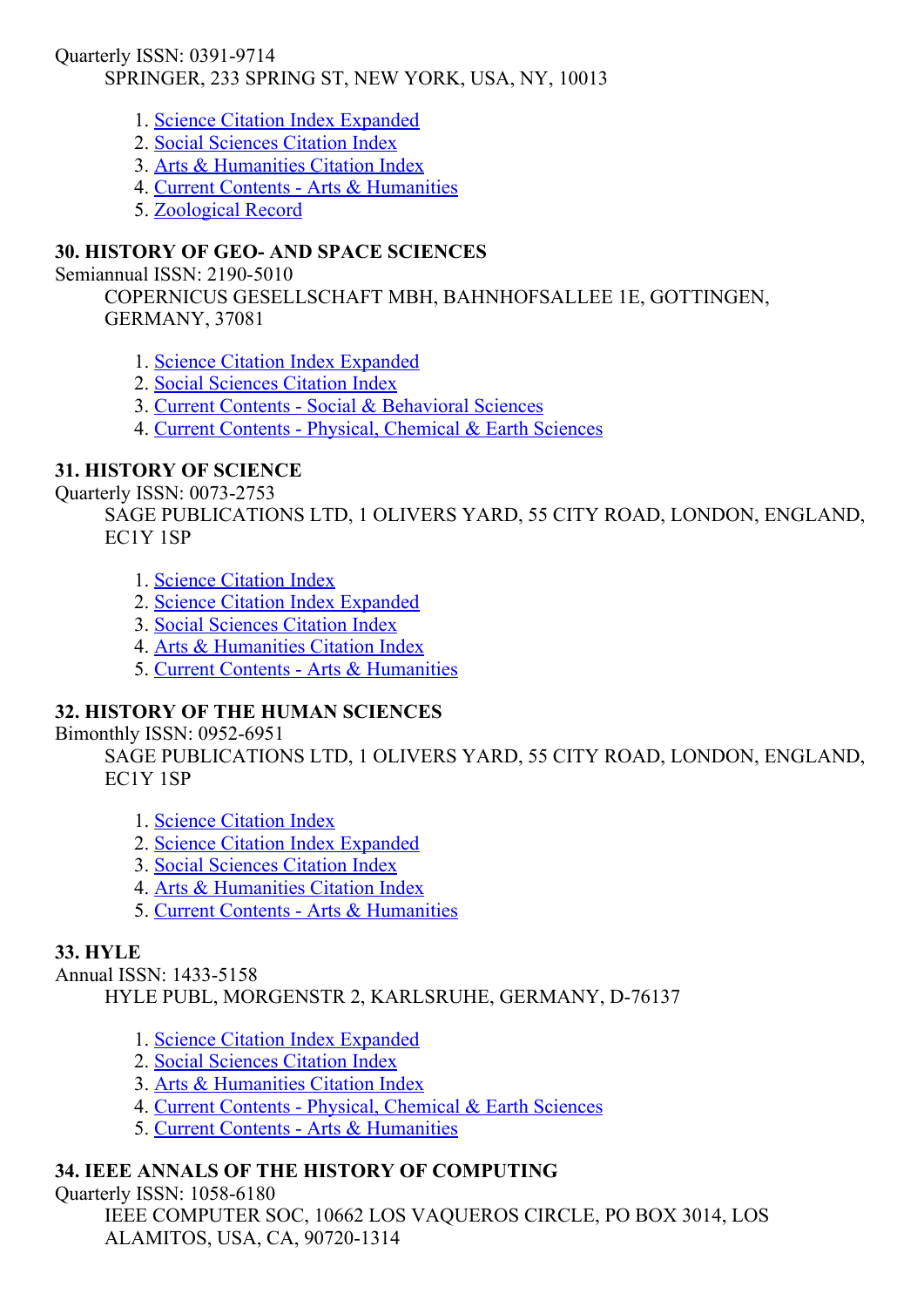Quarterly ISSN: 0391-9714

SPRINGER, 233 SPRING ST, NEW YORK, USA, NY, 10013

1. Science Citation Index Expanded
2. Social Sciences Citation Index
3. Arts & Humanities Citation Index
4. Current Contents - Arts & Humanities
5. Zoological Record

### 30. HISTORY OF GEO- AND SPACE SCIENCES

Semiannual ISSN: 2190-5010

COPERNICUS GESELLSCHAFT MBH, BAHNHOFSALLEE 1E, GOTTINGEN, GERMANY, 37081

1. Science Citation Index Expanded
2. Social Sciences Citation Index
3. Current Contents - Social & Behavioral Sciences
4. Current Contents - Physical, Chemical & Earth Sciences

### 31. HISTORY OF SCIENCE

Quarterly ISSN: 0073-2753

SAGE PUBLICATIONS LTD, 1 OLIVERS YARD, 55 CITY ROAD, LONDON, ENGLAND, EC1Y 1SP

1. Science Citation Index
2. Science Citation Index Expanded
3. Social Sciences Citation Index
4. Arts & Humanities Citation Index
5. Current Contents - Arts & Humanities

### 32. HISTORY OF THE HUMAN SCIENCES

Bimonthly ISSN: 0952-6951

SAGE PUBLICATIONS LTD, 1 OLIVERS YARD, 55 CITY ROAD, LONDON, ENGLAND, EC1Y 1SP

1. Science Citation Index
2. Science Citation Index Expanded
3. Social Sciences Citation Index
4. Arts & Humanities Citation Index
5. Current Contents - Arts & Humanities

### 33. HYLE

Annual ISSN: 1433-5158

HYLE PUBL, MORGENSTR 2, KARLSRUHE, GERMANY, D-76137

1. Science Citation Index Expanded
2. Social Sciences Citation Index
3. Arts & Humanities Citation Index
4. Current Contents - Physical, Chemical & Earth Sciences
5. Current Contents - Arts & Humanities

### 34. IEEE ANNALS OF THE HISTORY OF COMPUTING

Quarterly ISSN: 1058-6180

IEEE COMPUTER SOC, 10662 LOS VAQUEROS CIRCLE, PO BOX 3014, LOS ALAMITOS, USA, CA, 90720-1314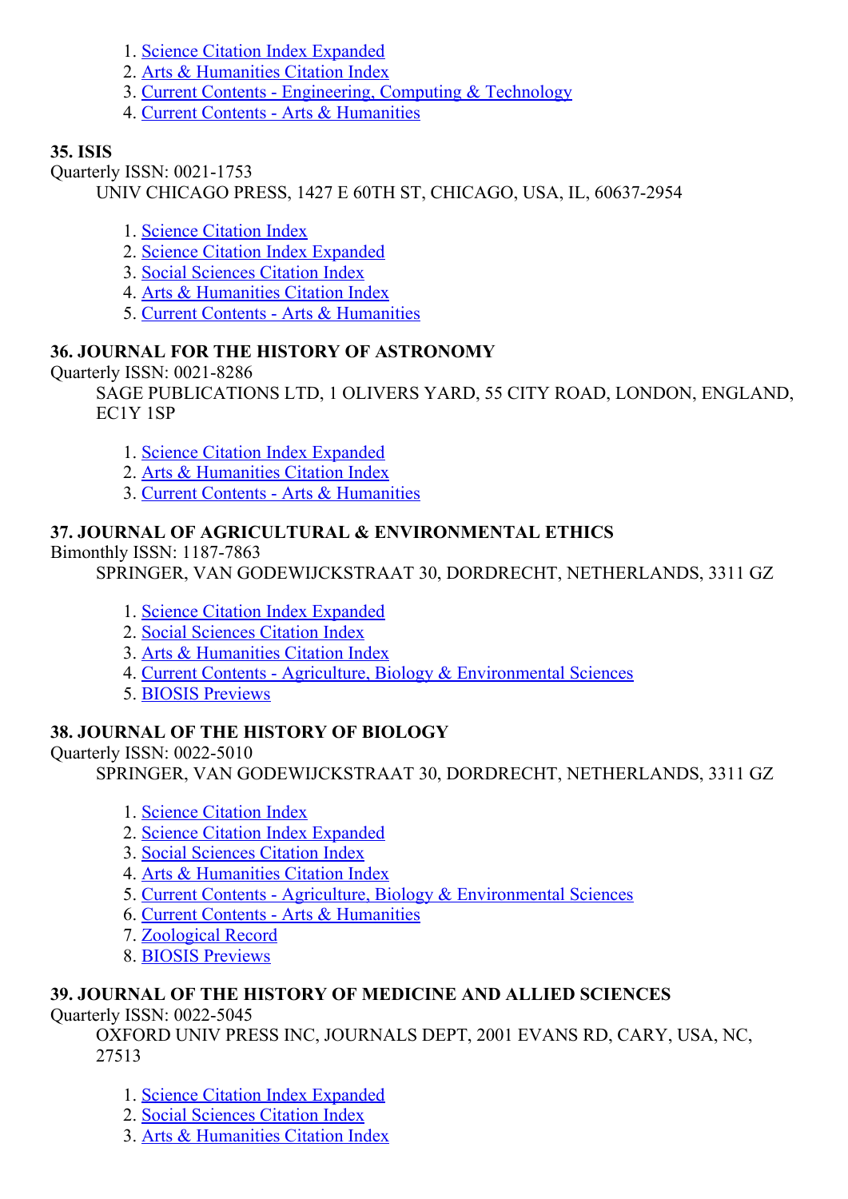1. Science Citation Index Expanded
2. Arts & Humanities Citation Index
3. Current Contents - Engineering, Computing & Technology
4. Current Contents - Arts & Humanities

**35. ISIS**

Quarterly ISSN: 0021-1753

UNIV CHICAGO PRESS, 1427 E 60TH ST, CHICAGO, USA, IL, 60637-2954

1. Science Citation Index
2. Science Citation Index Expanded
3. Social Sciences Citation Index
4. Arts & Humanities Citation Index
5. Current Contents - Arts & Humanities

**36. JOURNAL FOR THE HISTORY OF ASTRONOMY**

Quarterly ISSN: 0021-8286

SAGE PUBLICATIONS LTD, 1 OLIVERS YARD, 55 CITY ROAD, LONDON, ENGLAND, EC1Y 1SP

1. Science Citation Index Expanded
2. Arts & Humanities Citation Index
3. Current Contents - Arts & Humanities

**37. JOURNAL OF AGRICULTURAL & ENVIRONMENTAL ETHICS**

Bimonthly ISSN: 1187-7863

SPRINGER, VAN GODEWIJCKSTRAAT 30, DORDRECHT, NETHERLANDS, 3311 GZ

1. Science Citation Index Expanded
2. Social Sciences Citation Index
3. Arts & Humanities Citation Index
4. Current Contents - Agriculture, Biology & Environmental Sciences
5. BIOSIS Previews

**38. JOURNAL OF THE HISTORY OF BIOLOGY**

Quarterly ISSN: 0022-5010

SPRINGER, VAN GODEWIJCKSTRAAT 30, DORDRECHT, NETHERLANDS, 3311 GZ

1. Science Citation Index
2. Science Citation Index Expanded
3. Social Sciences Citation Index
4. Arts & Humanities Citation Index
5. Current Contents - Agriculture, Biology & Environmental Sciences
6. Current Contents - Arts & Humanities
7. Zoological Record
8. BIOSIS Previews

**39. JOURNAL OF THE HISTORY OF MEDICINE AND ALLIED SCIENCES**

Quarterly ISSN: 0022-5045

OXFORD UNIV PRESS INC, JOURNALS DEPT, 2001 EVANS RD, CARY, USA, NC, 27513

1. Science Citation Index Expanded
2. Social Sciences Citation Index
3. Arts & Humanities Citation Index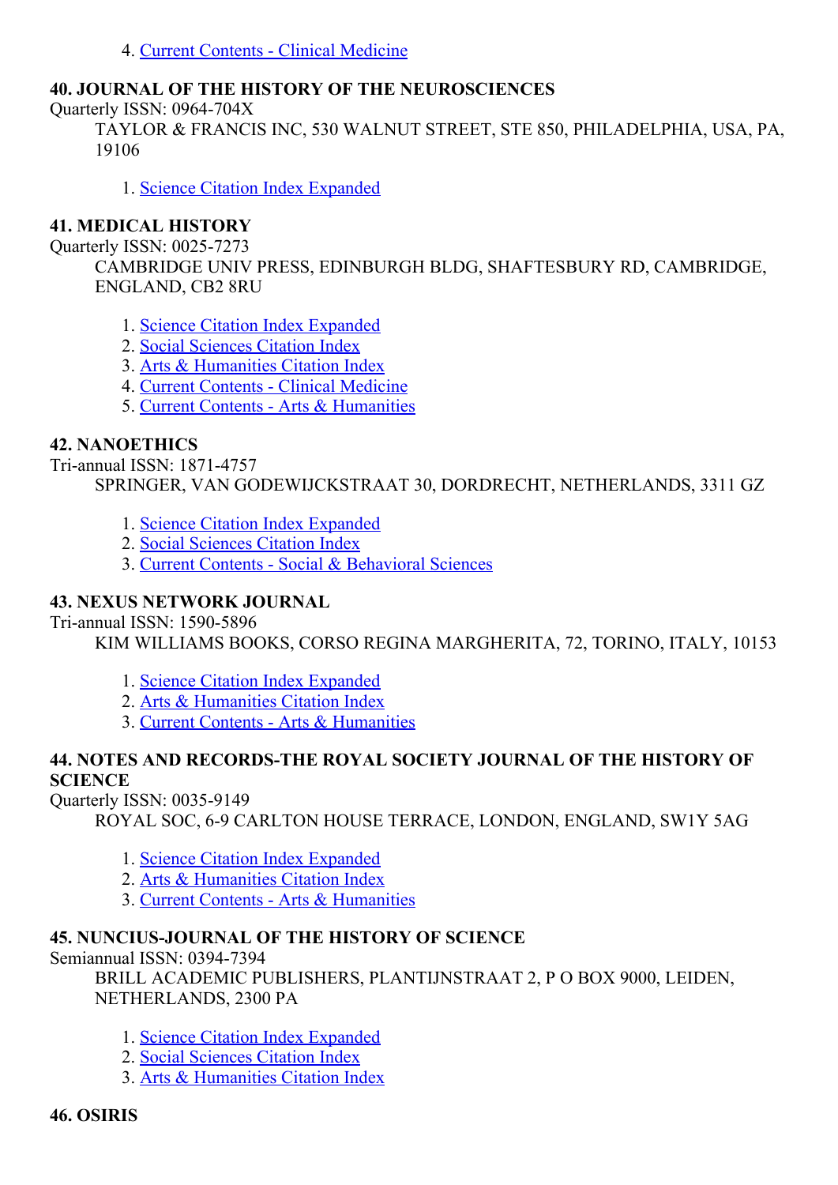4. Current Contents - Clinical Medicine

**40. JOURNAL OF THE HISTORY OF THE NEUROSCIENCES**

Quarterly ISSN: 0964-704X

TAYLOR & FRANCIS INC, 530 WALNUT STREET, STE 850, PHILADELPHIA, USA, PA, 19106

1. Science Citation Index Expanded

**41. MEDICAL HISTORY**

Quarterly ISSN: 0025-7273

CAMBRIDGE UNIV PRESS, EDINBURGH BLDG, SHAFTESBURY RD, CAMBRIDGE, ENGLAND, CB2 8RU

1. Science Citation Index Expanded
2. Social Sciences Citation Index
3. Arts & Humanities Citation Index
4. Current Contents - Clinical Medicine
5. Current Contents - Arts & Humanities

**42. NANOETHICS**

Tri-annual ISSN: 1871-4757

SPRINGER, VAN GODEWIJCKSTRAAT 30, DORDRECHT, NETHERLANDS, 3311 GZ

1. Science Citation Index Expanded
2. Social Sciences Citation Index
3. Current Contents - Social & Behavioral Sciences

**43. NEXUS NETWORK JOURNAL**

Tri-annual ISSN: 1590-5896

KIM WILLIAMS BOOKS, CORSO REGINA MARGHERITA, 72, TORINO, ITALY, 10153

1. Science Citation Index Expanded
2. Arts & Humanities Citation Index
3. Current Contents - Arts & Humanities

**44. NOTES AND RECORDS-THE ROYAL SOCIETY JOURNAL OF THE HISTORY OF SCIENCE**

Quarterly ISSN: 0035-9149

ROYAL SOC, 6-9 CARLTON HOUSE TERRACE, LONDON, ENGLAND, SW1Y 5AG

1. Science Citation Index Expanded
2. Arts & Humanities Citation Index
3. Current Contents - Arts & Humanities

**45. NUNCIUS-JOURNAL OF THE HISTORY OF SCIENCE**

Semiannual ISSN: 0394-7394

BRILL ACADEMIC PUBLISHERS, PLANTIJNSTRAAT 2, P O BOX 9000, LEIDEN, NETHERLANDS, 2300 PA

1. Science Citation Index Expanded
2. Social Sciences Citation Index
3. Arts & Humanities Citation Index

**46. OSIRIS**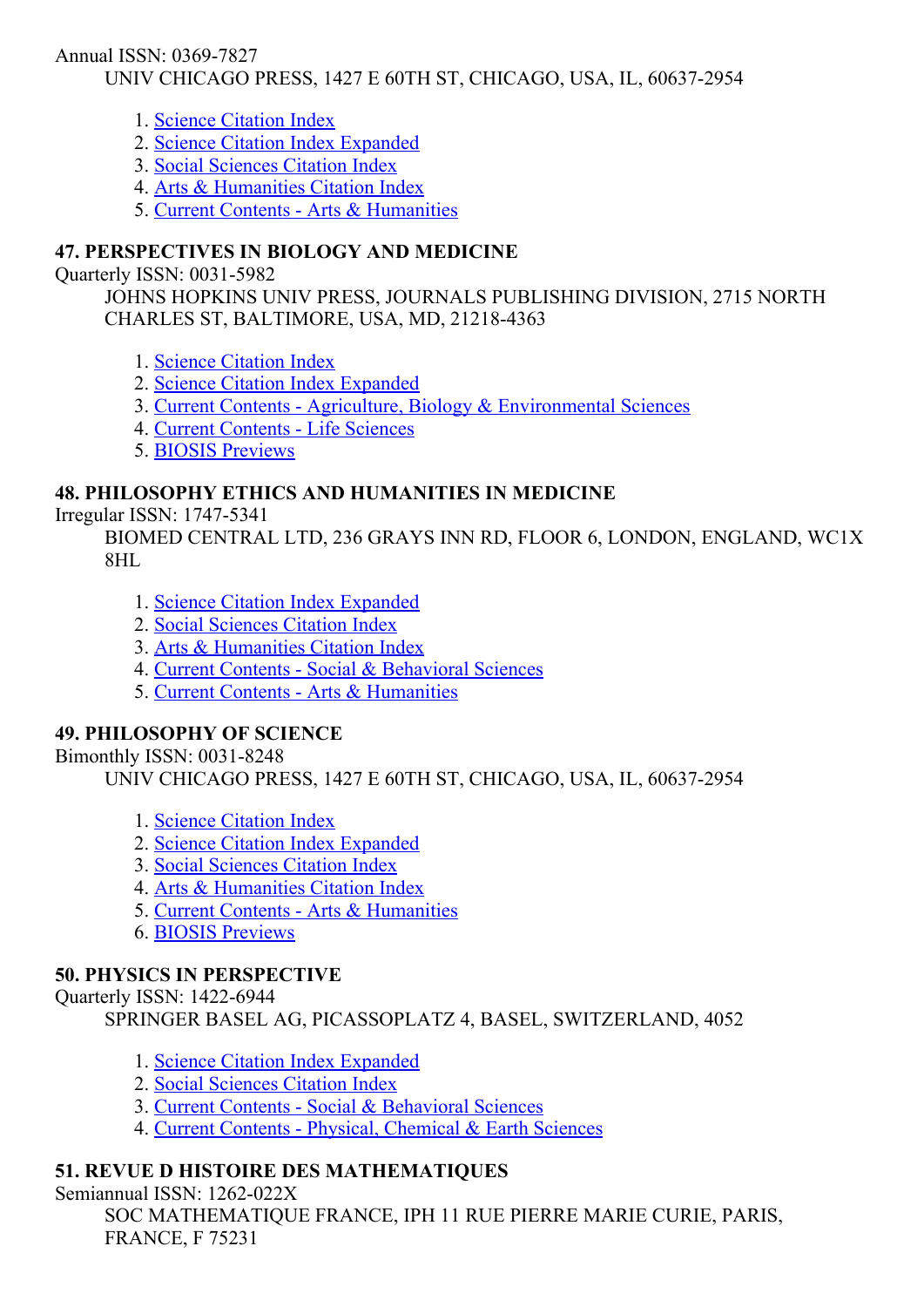Annual ISSN: 0369-7827

UNIV CHICAGO PRESS, 1427 E 60TH ST, CHICAGO, USA, IL, 60637-2954

1. Science Citation Index
2. Science Citation Index Expanded
3. Social Sciences Citation Index
4. Arts & Humanities Citation Index
5. Current Contents - Arts & Humanities

**47. PERSPECTIVES IN BIOLOGY AND MEDICINE**

Quarterly ISSN: 0031-5982

JOHNS HOPKINS UNIV PRESS, JOURNALS PUBLISHING DIVISION, 2715 NORTH CHARLES ST, BALTIMORE, USA, MD, 21218-4363

1. Science Citation Index
2. Science Citation Index Expanded
3. Current Contents - Agriculture, Biology & Environmental Sciences
4. Current Contents - Life Sciences
5. BIOSIS Previews

**48. PHILOSOPHY ETHICS AND HUMANITIES IN MEDICINE**

Irregular ISSN: 1747-5341

BIOMED CENTRAL LTD, 236 GRAYS INN RD, FLOOR 6, LONDON, ENGLAND, WC1X 8HL

1. Science Citation Index Expanded
2. Social Sciences Citation Index
3. Arts & Humanities Citation Index
4. Current Contents - Social & Behavioral Sciences
5. Current Contents - Arts & Humanities

**49. PHILOSOPHY OF SCIENCE**

Bimonthly ISSN: 0031-8248

UNIV CHICAGO PRESS, 1427 E 60TH ST, CHICAGO, USA, IL, 60637-2954

1. Science Citation Index
2. Science Citation Index Expanded
3. Social Sciences Citation Index
4. Arts & Humanities Citation Index
5. Current Contents - Arts & Humanities
6. BIOSIS Previews

**50. PHYSICS IN PERSPECTIVE**

Quarterly ISSN: 1422-6944

SPRINGER BASEL AG, PICASSOPLATZ 4, BASEL, SWITZERLAND, 4052

1. Science Citation Index Expanded
2. Social Sciences Citation Index
3. Current Contents - Social & Behavioral Sciences
4. Current Contents - Physical, Chemical & Earth Sciences

**51. REVUE D HISTOIRE DES MATHEMATIQUES**

Semiannual ISSN: 1262-022X

SOC MATHEMATIQUE FRANCE, IPH 11 RUE PIERRE MARIE CURIE, PARIS, FRANCE, F 75231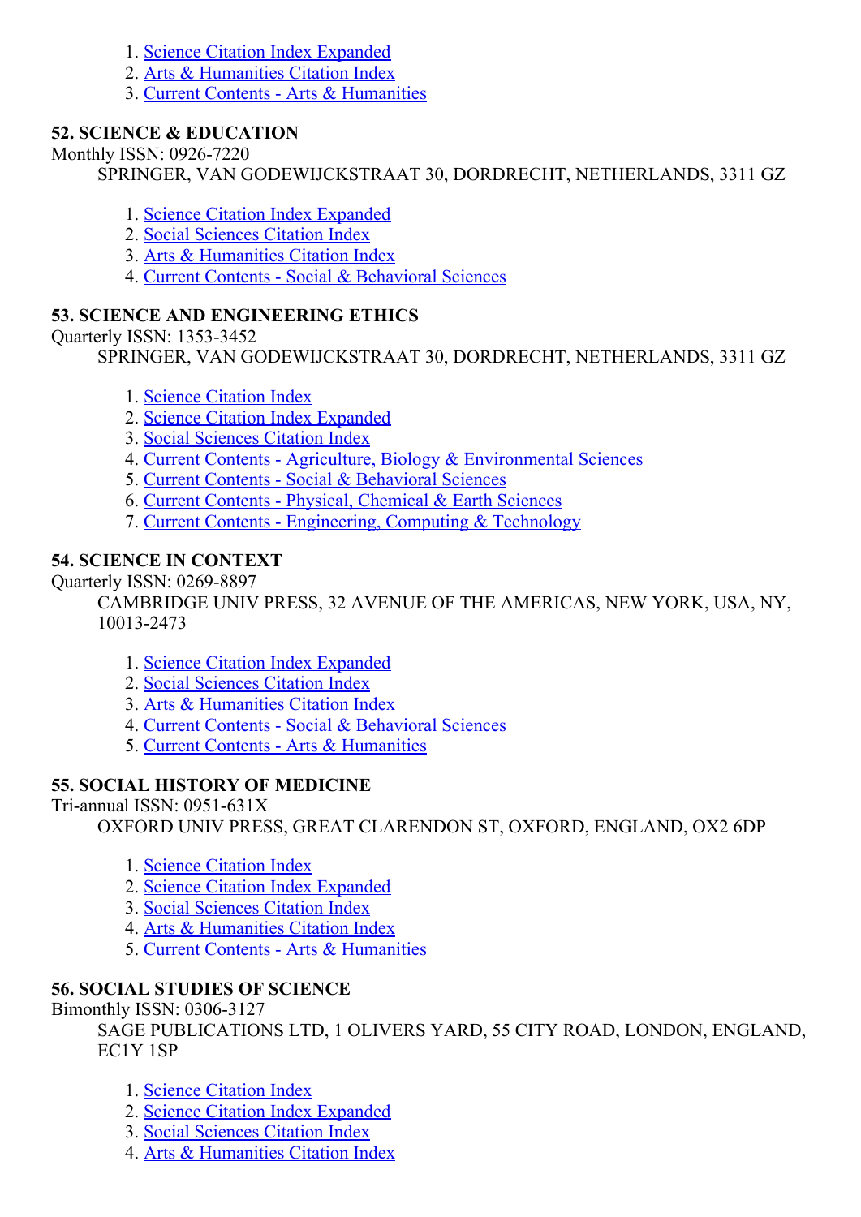1. Science Citation Index Expanded
2. Arts & Humanities Citation Index
3. Current Contents - Arts & Humanities

**52. SCIENCE & EDUCATION**

Monthly ISSN: 0926-7220

SPRINGER, VAN GODEWIJCKSTRAAT 30, DORDRECHT, NETHERLANDS, 3311 GZ

1. Science Citation Index Expanded
2. Social Sciences Citation Index
3. Arts & Humanities Citation Index
4. Current Contents - Social & Behavioral Sciences

**53. SCIENCE AND ENGINEERING ETHICS**

Quarterly ISSN: 1353-3452

SPRINGER, VAN GODEWIJCKSTRAAT 30, DORDRECHT, NETHERLANDS, 3311 GZ

1. Science Citation Index
2. Science Citation Index Expanded
3. Social Sciences Citation Index
4. Current Contents - Agriculture, Biology & Environmental Sciences
5. Current Contents - Social & Behavioral Sciences
6. Current Contents - Physical, Chemical & Earth Sciences
7. Current Contents - Engineering, Computing & Technology

**54. SCIENCE IN CONTEXT**

Quarterly ISSN: 0269-8897

CAMBRIDGE UNIV PRESS, 32 AVENUE OF THE AMERICAS, NEW YORK, USA, NY, 10013-2473

1. Science Citation Index Expanded
2. Social Sciences Citation Index
3. Arts & Humanities Citation Index
4. Current Contents - Social & Behavioral Sciences
5. Current Contents - Arts & Humanities

**55. SOCIAL HISTORY OF MEDICINE**

Tri-annual ISSN: 0951-631X

OXFORD UNIV PRESS, GREAT CLARENDON ST, OXFORD, ENGLAND, OX2 6DP

1. Science Citation Index
2. Science Citation Index Expanded
3. Social Sciences Citation Index
4. Arts & Humanities Citation Index
5. Current Contents - Arts & Humanities

**56. SOCIAL STUDIES OF SCIENCE**

Bimonthly ISSN: 0306-3127

SAGE PUBLICATIONS LTD, 1 OLIVERS YARD, 55 CITY ROAD, LONDON, ENGLAND, EC1Y 1SP

1. Science Citation Index
2. Science Citation Index Expanded
3. Social Sciences Citation Index
4. Arts & Humanities Citation Index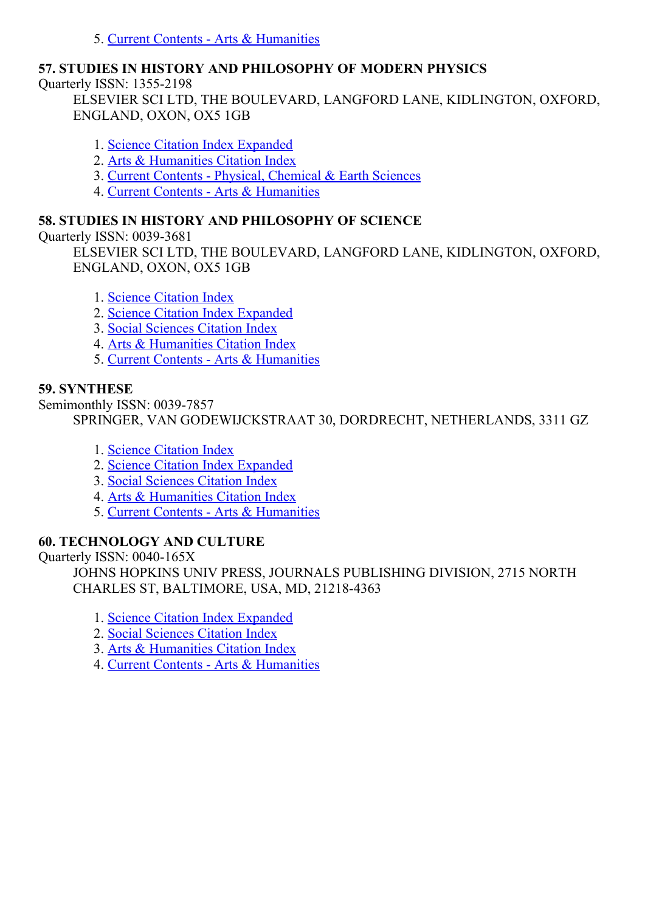5. Current Contents - Arts & Humanities

**57. STUDIES IN HISTORY AND PHILOSOPHY OF MODERN PHYSICS**

Quarterly ISSN: 1355-2198

ELSEVIER SCI LTD, THE BOULEVARD, LANGFORD LANE, KIDLINGTON, OXFORD, ENGLAND, OXON, OX5 1GB

1. Science Citation Index Expanded
2. Arts & Humanities Citation Index
3. Current Contents - Physical, Chemical & Earth Sciences
4. Current Contents - Arts & Humanities

**58. STUDIES IN HISTORY AND PHILOSOPHY OF SCIENCE**

Quarterly ISSN: 0039-3681

ELSEVIER SCI LTD, THE BOULEVARD, LANGFORD LANE, KIDLINGTON, OXFORD, ENGLAND, OXON, OX5 1GB

1. Science Citation Index
2. Science Citation Index Expanded
3. Social Sciences Citation Index
4. Arts & Humanities Citation Index
5. Current Contents - Arts & Humanities

**59. SYNTHESE**

Semimonthly ISSN: 0039-7857

SPRINGER, VAN GODEWIJCKSTRAAT 30, DORDRECHT, NETHERLANDS, 3311 GZ

1. Science Citation Index
2. Science Citation Index Expanded
3. Social Sciences Citation Index
4. Arts & Humanities Citation Index
5. Current Contents - Arts & Humanities

**60. TECHNOLOGY AND CULTURE**

Quarterly ISSN: 0040-165X

JOHNS HOPKINS UNIV PRESS, JOURNALS PUBLISHING DIVISION, 2715 NORTH CHARLES ST, BALTIMORE, USA, MD, 21218-4363

1. Science Citation Index Expanded
2. Social Sciences Citation Index
3. Arts & Humanities Citation Index
4. Current Contents - Arts & Humanities